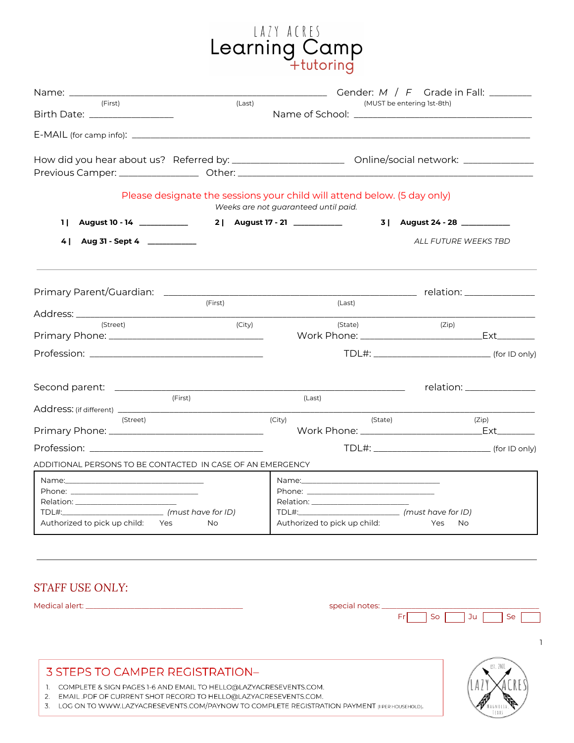# LAZY ACRES Learning Camp +tutoring

Name: ______________________________________________ Gender: *M* / *F* Grade in Fall: ________
(First) (Last) (MUST be entering 1st-8th)

Birth Date: ________________ Name of School: ________________________________

E-MAIL (for camp info): ____________________________________________________________

How did you hear about us? Referred by: ____________________ Online/social network: ____________

Previous Camper: ______________ Other: ______________________________________________

Please designate the sessions your child will attend below. (5 day only)

*Weeks are not guaranteed until paid.*

**1 | August 10 - 14** __________ **2 | August 17 - 21** __________ **3 | August 24 - 28** __________

**4 | Aug 31 - Sept 4** __________ *ALL FUTURE WEEKS TBD*

---

Primary Parent/Guardian: ______________________________________________ relation: ____________
(First) (Last)

Address: ______________________________________________________________________
(Street) (City) (State) (Zip)

Primary Phone: ____________________________ Work Phone: ______________________Ext________

Profession: ________________________________ TDL#: ______________________ (for ID only)

Second parent: ______________________________________________ relation: ____________
(First) (Last)

Address: (if different) ______________________________________________________________
(Street) (City) (State) (Zip)

Primary Phone: ____________________________ Work Phone: ______________________Ext________

Profession: ________________________________ TDL#: ______________________ (for ID only)

ADDITIONAL PERSONS TO BE CONTACTED IN CASE OF AN EMERGENCY

| | |
|---|---|
| Name:______________________________ | Name:______________________________ |
| Phone: ____________________________ | Phone: ____________________________ |
| Relation: _________________________ | Relation: _________________________ |
| TDL#:______________________ *(must have for ID)* | TDL#:______________________ *(must have for ID)* |
| Authorized to pick up child: Yes No | Authorized to pick up child: Yes No |

---

## STAFF USE ONLY:

Medical alert: ____________________________________ special notes: ________________________

Fr [ ] So [ ] Ju [ ] Se [ ]

## 3 STEPS TO CAMPER REGISTRATION–

1. COMPLETE & SIGN PAGES 1-6 AND EMAIL TO HELLO@LAZYACRESEVENTS.COM.
2. EMAIL .PDF OF CURRENT SHOT RECORD TO HELLO@LAZYACRESEVENTS.COM.
3. LOG ON TO WWW.LAZYACRESEVENTS.COM/PAYNOW TO COMPLETE REGISTRATION PAYMENT (1 PER HOUSEHOLD).

EST. 2001 LAZY ACRES MAGNOLIA, TEXAS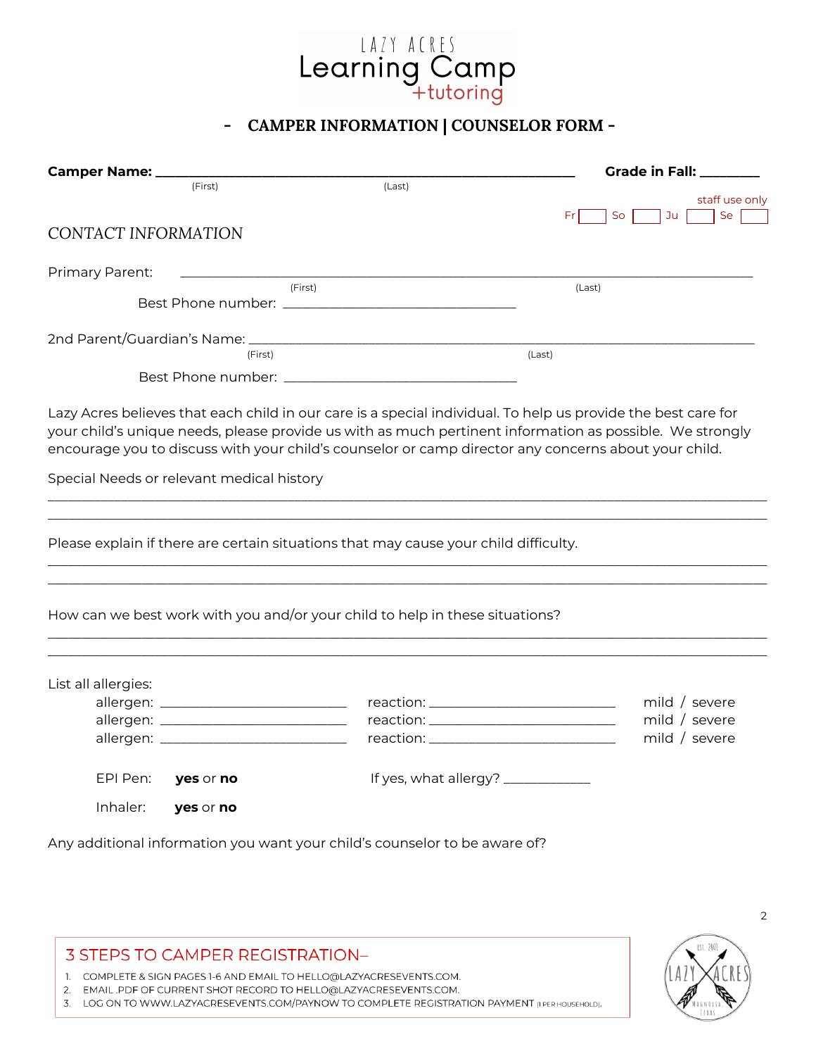LAZY ACRES
Learning Camp
+tutoring

## - CAMPER INFORMATION | COUNSELOR FORM -

**Camper Name:** ___________________________________________ **Grade in Fall:** ________
(First) (Last)

staff use only
Fr [ ] So [ ] Ju [ ] Se [ ]

## CONTACT INFORMATION

Primary Parent: ______________________________________________________
(First) (Last)

Best Phone number: ______________________________

2nd Parent/Guardian's Name: ______________________________________________
(First) (Last)

Best Phone number: ______________________________

Lazy Acres believes that each child in our care is a special individual. To help us provide the best care for your child's unique needs, please provide us with as much pertinent information as possible. We strongly encourage you to discuss with your child's counselor or camp director any concerns about your child.

Special Needs or relevant medical history

______________________________________________________________________________

______________________________________________________________________________

Please explain if there are certain situations that may cause your child difficulty.

______________________________________________________________________________

______________________________________________________________________________

How can we best work with you and/or your child to help in these situations?

______________________________________________________________________________

______________________________________________________________________________

List all allergies:

allergen: ________________________ reaction: ________________________ mild / severe
allergen: ________________________ reaction: ________________________ mild / severe
allergen: ________________________ reaction: ________________________ mild / severe

EPI Pen: **yes** or **no** If yes, what allergy? ____________

Inhaler: **yes** or **no**

Any additional information you want your child's counselor to be aware of?

### 3 STEPS TO CAMPER REGISTRATION–

1. COMPLETE & SIGN PAGES 1-6 AND EMAIL TO HELLO@LAZYACRESEVENTS.COM.
2. EMAIL .PDF OF CURRENT SHOT RECORD TO HELLO@LAZYACRESEVENTS.COM.
3. LOG ON TO WWW.LAZYACRESEVENTS.COM/PAYNOW TO COMPLETE REGISTRATION PAYMENT (1 PER HOUSEHOLD).

EST. 2001 LAZY ACRES MAGNOLIA, TEXAS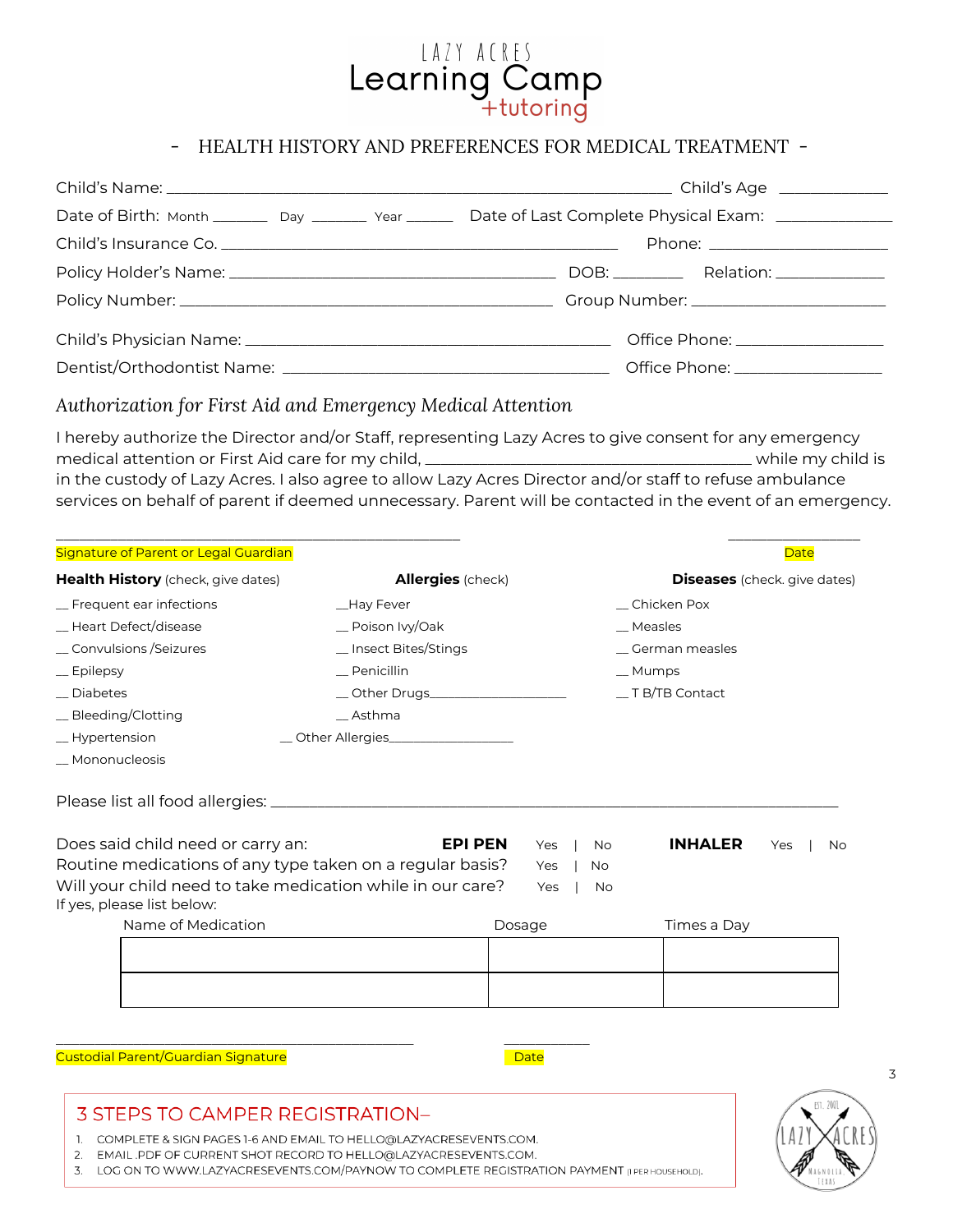LAZY ACRES
Learning Camp
+tutoring

## - HEALTH HISTORY AND PREFERENCES FOR MEDICAL TREATMENT -

Child's Name: ______________________________ Child's Age ____________

Date of Birth: Month _______ Day _______ Year ______ Date of Last Complete Physical Exam: ____________

Child's Insurance Co. ______________________________ Phone: ____________________

Policy Holder's Name: ______________________________ DOB: ________ Relation: ____________

Policy Number: ______________________________ Group Number: ____________________

Child's Physician Name: ______________________________ Office Phone: ________________

Dentist/Orthodontist Name: ______________________________ Office Phone: ________________

### *Authorization for First Aid and Emergency Medical Attention*

I hereby authorize the Director and/or Staff, representing Lazy Acres to give consent for any emergency medical attention or First Aid care for my child, ____________________________________ while my child is in the custody of Lazy Acres. I also agree to allow Lazy Acres Director and/or staff to refuse ambulance services on behalf of parent if deemed unnecessary. Parent will be contacted in the event of an emergency.

______________________________________________ _______________

Signature of Parent or Legal Guardian Date

**Health History** (check, give dates)

- __ Frequent ear infections
- __ Heart Defect/disease
- __ Convulsions /Seizures
- __ Epilepsy
- __ Diabetes
- __ Bleeding/Clotting
- __ Hypertension
- __ Mononucleosis

**Allergies** (check)

- __Hay Fever
- __ Poison Ivy/Oak
- __ Insect Bites/Stings
- __ Penicillin
- __ Other Drugs__________________
- __ Asthma
- __ Other Allergies________________

**Diseases** (check. give dates)

- __ Chicken Pox
- __ Measles
- __ German measles
- __ Mumps
- __ T B/TB Contact

Please list all food allergies: ____________________________________________________________

Does said child need or carry an: **EPI PEN** Yes | No **INHALER** Yes | No

Routine medications of any type taken on a regular basis? Yes | No

Will your child need to take medication while in our care? Yes | No

If yes, please list below:

| Name of Medication | Dosage | Times a Day |
|---|---|---|
| | | |
| | | |

______________________________________________ ___________

Custodial Parent/Guardian Signature Date

## 3 STEPS TO CAMPER REGISTRATION–

1. COMPLETE & SIGN PAGES 1-6 AND EMAIL TO HELLO@LAZYACRESEVENTS.COM.
2. EMAIL .PDF OF CURRENT SHOT RECORD TO HELLO@LAZYACRESEVENTS.COM.
3. LOG ON TO WWW.LAZYACRESEVENTS.COM/PAYNOW TO COMPLETE REGISTRATION PAYMENT (1 PER HOUSEHOLD).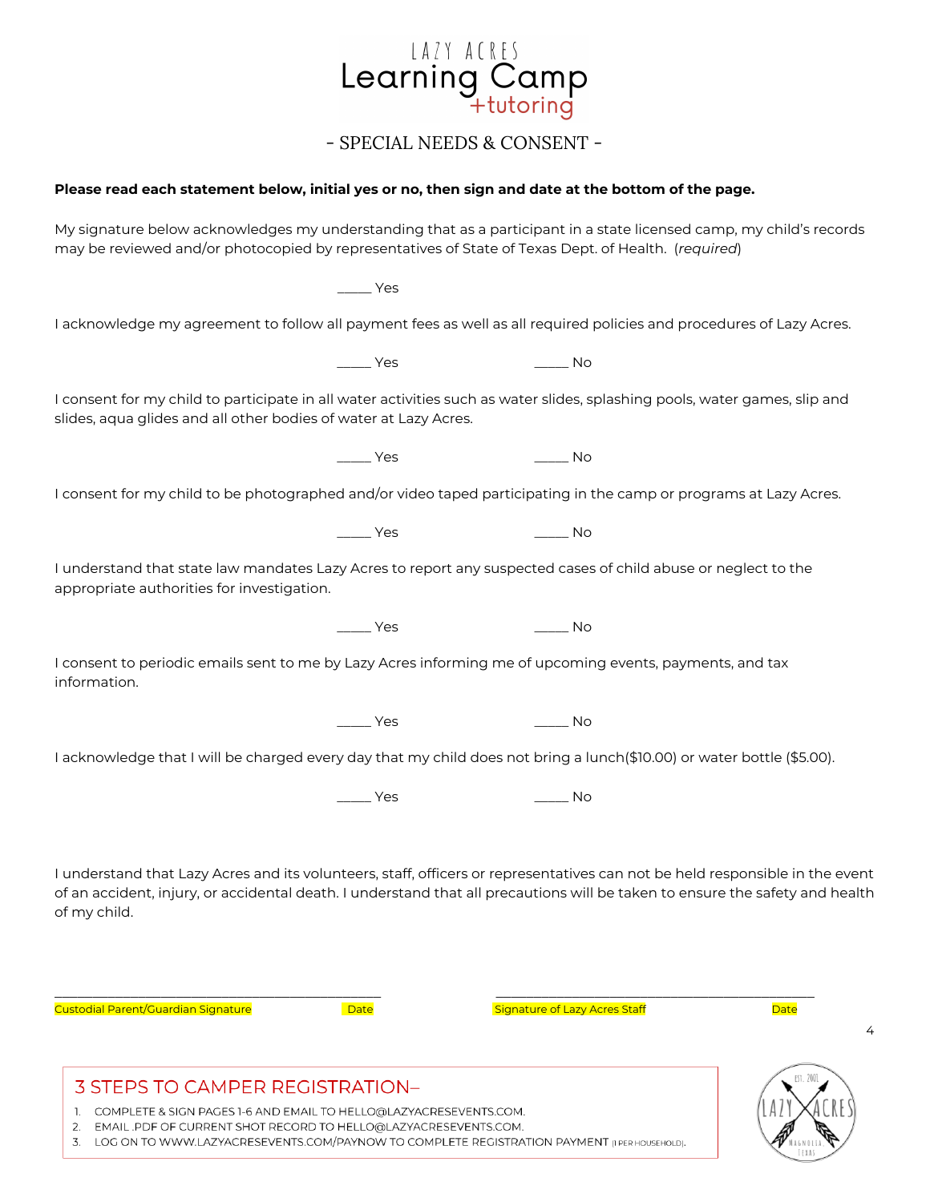LAZY ACRES
# Learning Camp
+tutoring

## - SPECIAL NEEDS & CONSENT -

**Please read each statement below, initial yes or no, then sign and date at the bottom of the page.**

My signature below acknowledges my understanding that as a participant in a state licensed camp, my child's records may be reviewed and/or photocopied by representatives of State of Texas Dept. of Health. (*required*)

_____ Yes

I acknowledge my agreement to follow all payment fees as well as all required policies and procedures of Lazy Acres.

_____ Yes _____ No

I consent for my child to participate in all water activities such as water slides, splashing pools, water games, slip and slides, aqua glides and all other bodies of water at Lazy Acres.

_____ Yes _____ No

I consent for my child to be photographed and/or video taped participating in the camp or programs at Lazy Acres.

_____ Yes _____ No

I understand that state law mandates Lazy Acres to report any suspected cases of child abuse or neglect to the appropriate authorities for investigation.

_____ Yes _____ No

I consent to periodic emails sent to me by Lazy Acres informing me of upcoming events, payments, and tax information.

_____ Yes _____ No

I acknowledge that I will be charged every day that my child does not bring a lunch($10.00) or water bottle ($5.00).

_____ Yes _____ No

I understand that Lazy Acres and its volunteers, staff, officers or representatives can not be held responsible in the event of an accident, injury, or accidental death. I understand that all precautions will be taken to ensure the safety and health of my child.

______________________________________________ ______________________________________________

Custodial Parent/Guardian Signature Date Signature of Lazy Acres Staff Date

### 3 STEPS TO CAMPER REGISTRATION–

1. COMPLETE & SIGN PAGES 1-6 AND EMAIL TO HELLO@LAZYACRESEVENTS.COM.
2. EMAIL .PDF OF CURRENT SHOT RECORD TO HELLO@LAZYACRESEVENTS.COM.
3. LOG ON TO WWW.LAZYACRESEVENTS.COM/PAYNOW TO COMPLETE REGISTRATION PAYMENT (1 PER HOUSEHOLD).

EST. 2001 LAZY ACRES MAGNOLIA, TEXAS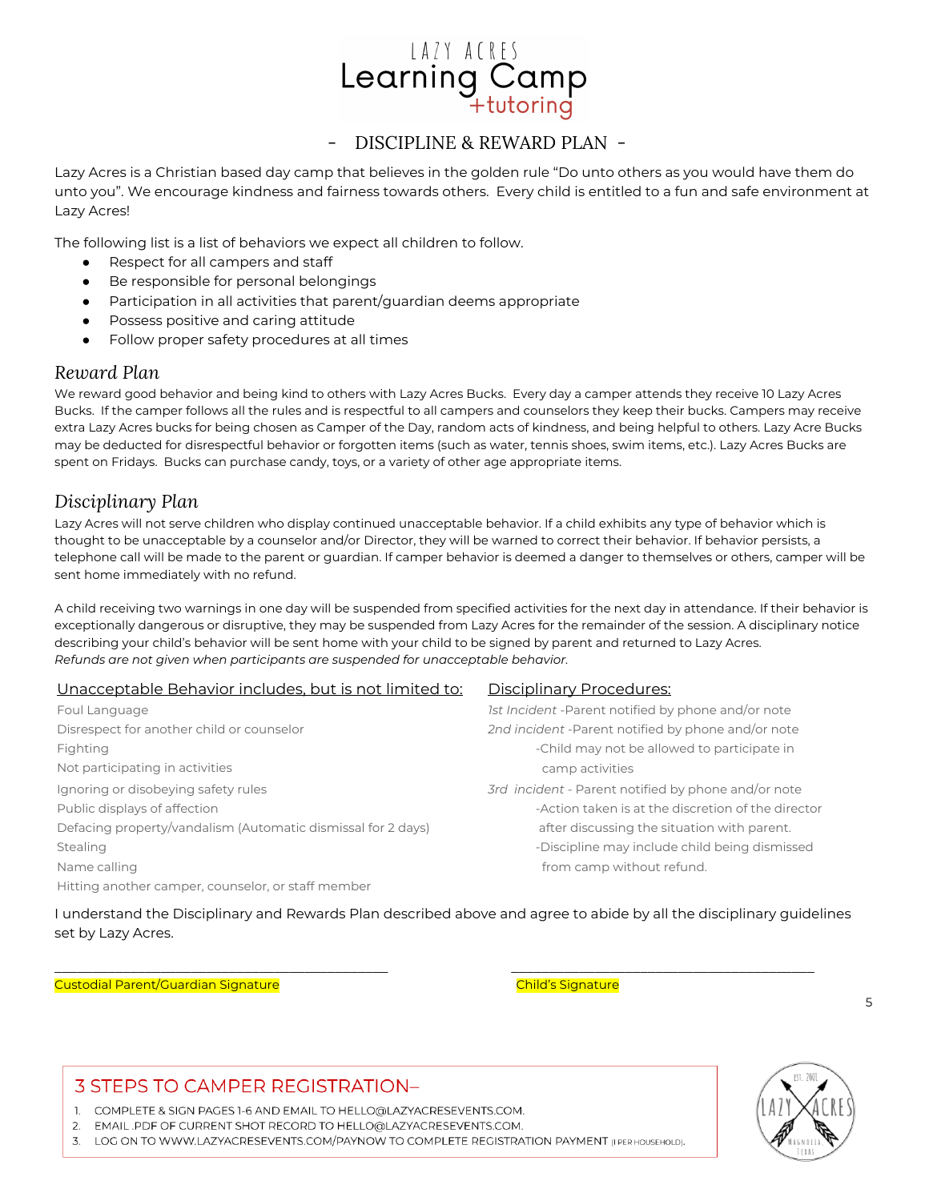# Lazy Acres Learning Camp +tutoring

## - DISCIPLINE & REWARD PLAN -

Lazy Acres is a Christian based day camp that believes in the golden rule "Do unto others as you would have them do unto you". We encourage kindness and fairness towards others. Every child is entitled to a fun and safe environment at Lazy Acres!

The following list is a list of behaviors we expect all children to follow.

- Respect for all campers and staff
- Be responsible for personal belongings
- Participation in all activities that parent/guardian deems appropriate
- Possess positive and caring attitude
- Follow proper safety procedures at all times

### *Reward Plan*

We reward good behavior and being kind to others with Lazy Acres Bucks. Every day a camper attends they receive 10 Lazy Acres Bucks. If the camper follows all the rules and is respectful to all campers and counselors they keep their bucks. Campers may receive extra Lazy Acres bucks for being chosen as Camper of the Day, random acts of kindness, and being helpful to others. Lazy Acres Bucks may be deducted for disrespectful behavior or forgotten items (such as water, tennis shoes, swim items, etc.). Lazy Acres Bucks are spent on Fridays. Bucks can purchase candy, toys, or a variety of other age appropriate items.

### *Disciplinary Plan*

Lazy Acres will not serve children who display continued unacceptable behavior. If a child exhibits any type of behavior which is thought to be unacceptable by a counselor and/or Director, they will be warned to correct their behavior. If behavior persists, a telephone call will be made to the parent or guardian. If camper behavior is deemed a danger to themselves or others, camper will be sent home immediately with no refund.

A child receiving two warnings in one day will be suspended from specified activities for the next day in attendance. If their behavior is exceptionally dangerous or disruptive, they may be suspended from Lazy Acres for the remainder of the session. A disciplinary notice describing your child's behavior will be sent home with your child to be signed by parent and returned to Lazy Acres.
*Refunds are not given when participants are suspended for unacceptable behavior.*

Unacceptable Behavior includes, but is not limited to:

- Foul Language
- Disrespect for another child or counselor
- Fighting
- Not participating in activities
- Ignoring or disobeying safety rules
- Public displays of affection
- Defacing property/vandalism (Automatic dismissal for 2 days)
- Stealing
- Name calling
- Hitting another camper, counselor, or staff member

Disciplinary Procedures:

*1st Incident* -Parent notified by phone and/or note

*2nd incident* -Parent notified by phone and/or note
-Child may not be allowed to participate in camp activities

*3rd incident* - Parent notified by phone and/or note
-Action taken is at the discretion of the director after discussing the situation with parent.
-Discipline may include child being dismissed from camp without refund.

I understand the Disciplinary and Rewards Plan described above and agree to abide by all the disciplinary guidelines set by Lazy Acres.

\_\_\_\_\_\_\_\_\_\_\_\_\_\_\_\_\_\_\_\_\_\_\_\_\_\_\_\_\_\_\_\_ Custodial Parent/Guardian Signature

\_\_\_\_\_\_\_\_\_\_\_\_\_\_\_\_\_\_\_\_\_\_\_\_\_\_\_\_\_\_\_\_ Child's Signature

## 3 STEPS TO CAMPER REGISTRATION–

1. COMPLETE & SIGN PAGES 1-6 AND EMAIL TO HELLO@LAZYACRESEVENTS.COM.
2. EMAIL .PDF OF CURRENT SHOT RECORD TO HELLO@LAZYACRESEVENTS.COM.
3. LOG ON TO WWW.LAZYACRESEVENTS.COM/PAYNOW TO COMPLETE REGISTRATION PAYMENT (1 PER HOUSEHOLD).

EST. 2001 LAZY ACRES MAGNOLIA, TEXAS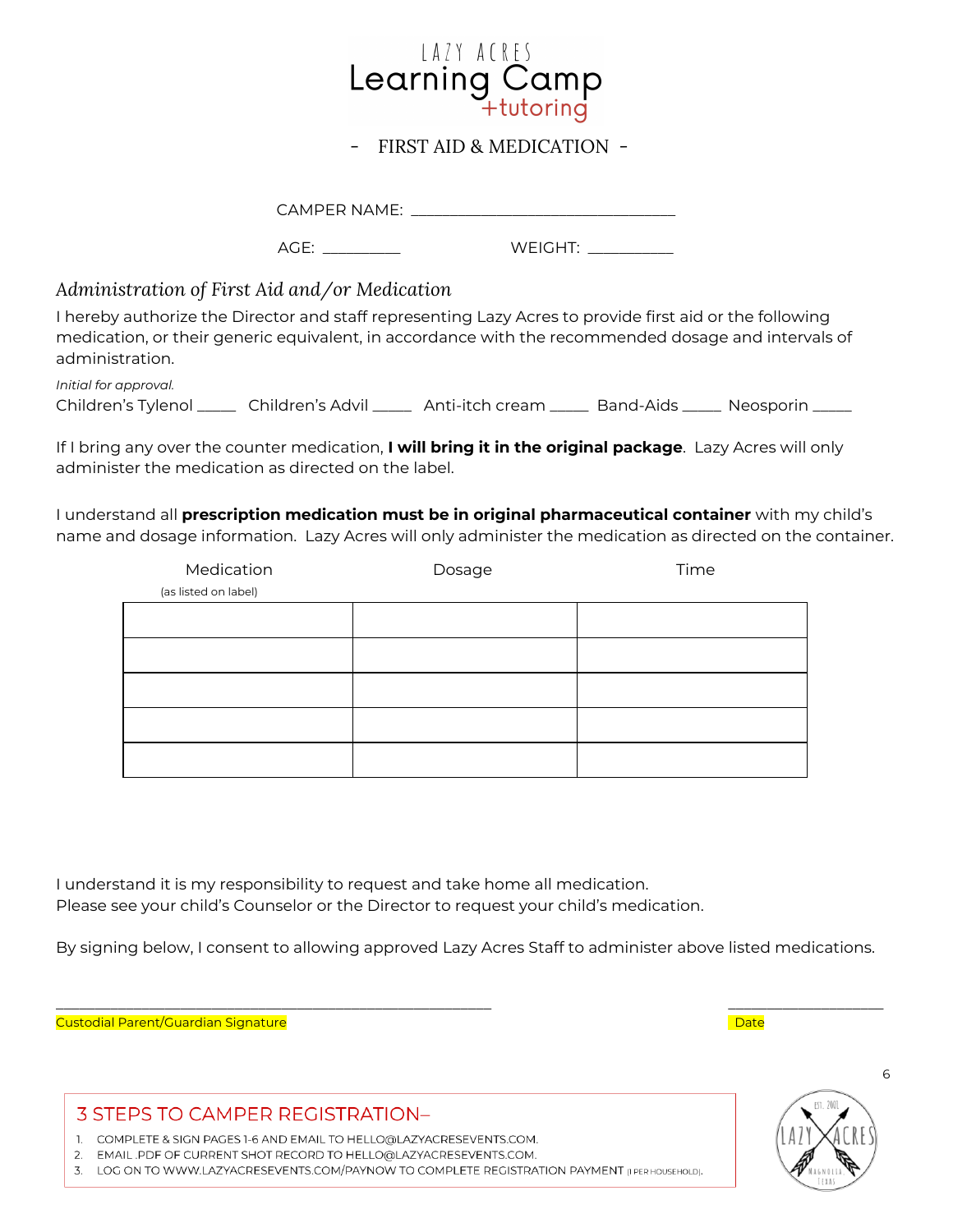LAZY ACRES
# Learning Camp
+tutoring

## - FIRST AID & MEDICATION -

CAMPER NAME: ______________________________

AGE: _________ WEIGHT: __________

### *Administration of First Aid and/or Medication*

I hereby authorize the Director and staff representing Lazy Acres to provide first aid or the following medication, or their generic equivalent, in accordance with the recommended dosage and intervals of administration.

*Initial for approval.*

Children's Tylenol _____ Children's Advil _____ Anti-itch cream _____ Band-Aids _____ Neosporin _____

If I bring any over the counter medication, **I will bring it in the original package**. Lazy Acres will only administer the medication as directed on the label.

I understand all **prescription medication must be in original pharmaceutical container** with my child's name and dosage information. Lazy Acres will only administer the medication as directed on the container.

| Medication (as listed on label) | Dosage | Time |
|---|---|---|
| | | |
| | | |
| | | |
| | | |
| | | |

I understand it is my responsibility to request and take home all medication.
Please see your child's Counselor or the Director to request your child's medication.

By signing below, I consent to allowing approved Lazy Acres Staff to administer above listed medications.

_______________________________________________ ___________________

Custodial Parent/Guardian Signature Date

## 3 STEPS TO CAMPER REGISTRATION–

1. COMPLETE & SIGN PAGES 1-6 AND EMAIL TO HELLO@LAZYACRESEVENTS.COM.
2. EMAIL .PDF OF CURRENT SHOT RECORD TO HELLO@LAZYACRESEVENTS.COM.
3. LOG ON TO WWW.LAZYACRESEVENTS.COM/PAYNOW TO COMPLETE REGISTRATION PAYMENT (1 PER HOUSEHOLD).

EST. 2001 LAZY ACRES MAGNOLIA, TEXAS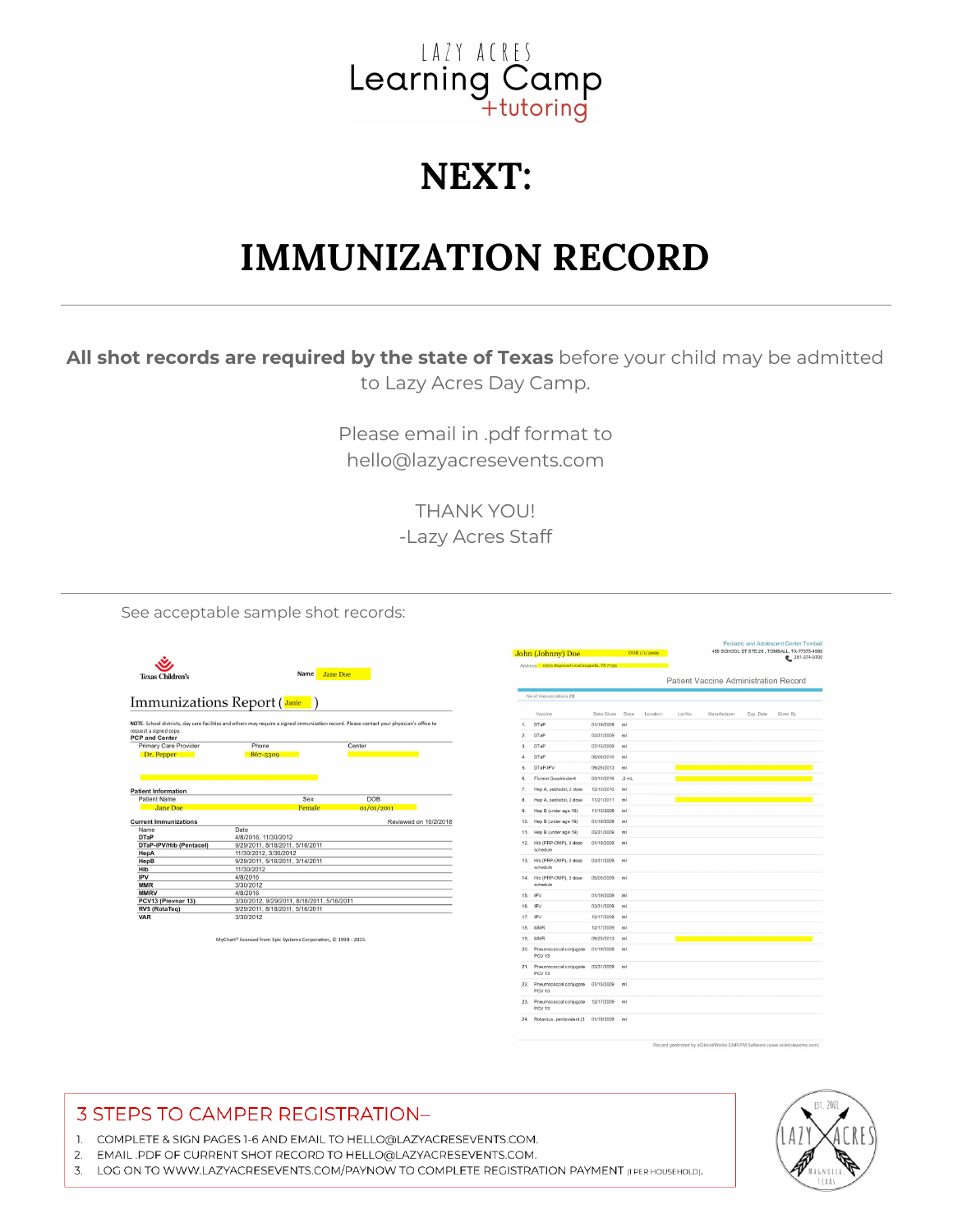LAZY ACRES
Learning Camp
+tutoring

# NEXT:

# IMMUNIZATION RECORD

---

**All shot records are required by the state of Texas** before your child may be admitted to Lazy Acres Day Camp.

Please email in .pdf format to
hello@lazyacresevents.com

THANK YOU!
-Lazy Acres Staff

---

See acceptable sample shot records:

Texas Children's

Name Jane Doe

Immunizations Report ( Janie )

NOTE: School districts, day care facilities and others may require a signed immunization record. Please contact your physician's office to request a signed copy.

PCP and Center

| Primary Care Provider | Phone | Center |
|---|---|---|
| Dr. Pepper | 867-5309 | |

Patient Information

| Patient Name | Sex | DOB |
|---|---|---|
| Jane Doe | Female | 01/01/2011 |

Current Immunizations — Reviewed on 10/2/2018

| Name | Date |
|---|---|
| DTaP | 4/8/2016, 11/30/2012 |
| DTaP-IPV/Hib (Pentacel) | 9/29/2011, 8/18/2011, 5/16/2011 |
| HepA | 11/30/2012, 3/30/2012 |
| HepB | 9/29/2011, 5/16/2011, 3/14/2011 |
| Hib | 11/30/2012 |
| IPV | 4/8/2016 |
| MMR | 3/30/2012 |
| MMRV | 4/8/2016 |
| PCV13 (Prevnar 13) | 3/30/2012, 9/29/2011, 8/18/2011, 5/16/2011 |
| RV5 (RotaTeq) | 9/29/2011, 8/18/2011, 5/16/2011 |
| VAR | 3/30/2012 |

MyChart® licensed from Epic Systems Corporation, © 1999 - 2015.

John (Johnny) Doe — DOB 1/1/2009

Pediatric and Adolescent Center Tomball
455 SCHOOL ST STE 26, TOMBALL, TX-77375-4595
281-374-9700

Patient Vaccine Administration Record

No of Immunizations 28

| | Vaccine | Date Given | Dose | Location | Lot No. | Manufacturer | Exp. Date | Given By |
|---|---|---|---|---|---|---|---|---|
| 1. | DTaP | 01/19/2009 | ml | | | | | |
| 2. | DTaP | 03/31/2009 | ml | | | | | |
| 3. | DTaP | 07/15/2009 | ml | | | | | |
| 4. | DTaP | 05/05/2010 | ml | | | | | |
| 5. | DTaP-IPV | 09/25/2013 | ml | | | | | |
| 6. | Flurixst Quadrivalent | 03/10/2016 | .2 mL | | | | | |
| 7. | Hep A, pediatric, 2 dose | 12/10/2010 | ml | | | | | |
| 8. | Hep A, pediatric, 2 dose | 11/21/2011 | ml | | | | | |
| 9. | Hep B (under age 19) | 11/10/2008 | ml | | | | | |
| 10. | Hep B (under age 19) | 01/19/2009 | ml | | | | | |
| 11. | Hep B (under age 19) | 03/31/2009 | ml | | | | | |
| 12. | Hib (PRP-OMP), 3 dose schedule | 01/19/2009 | ml | | | | | |
| 13. | Hib (PRP-OMP), 3 dose schedule | 03/31/2009 | ml | | | | | |
| 14. | Hib (PRP-OMP), 3 dose schedule | 05/05/2009 | ml | | | | | |
| 15. | IPV | 01/19/2009 | ml | | | | | |
| 16. | IPV | 03/31/2009 | ml | | | | | |
| 17. | IPV | 12/17/2009 | ml | | | | | |
| 18. | MMR | 12/17/2009 | ml | | | | | |
| 19. | MMR | 09/25/2013 | ml | | | | | |
| 20. | Pneumococcal conjugate PCV 13 | 01/19/2009 | ml | | | | | |
| 21. | Pneumococcal conjugate PCV 13 | 03/31/2009 | ml | | | | | |
| 22. | Pneumococcal conjugate PCV 13 | 07/15/2009 | ml | | | | | |
| 23. | Pneumococcal conjugate PCV 13 | 12/17/2009 | ml | | | | | |
| 24. | Rotavirus, pentavalent (3 | 01/19/2009 | ml | | | | | |

Record generated by eClinicalWorks EMR/PM Software (www.eclinicalworks.com)

## 3 STEPS TO CAMPER REGISTRATION–

1. COMPLETE & SIGN PAGES 1-6 AND EMAIL TO HELLO@LAZYACRESEVENTS.COM.
2. EMAIL .PDF OF CURRENT SHOT RECORD TO HELLO@LAZYACRESEVENTS.COM.
3. LOG ON TO WWW.LAZYACRESEVENTS.COM/PAYNOW TO COMPLETE REGISTRATION PAYMENT (1 PER HOUSEHOLD).

EST. 2001 LAZY ACRES MAGNOLIA, TEXAS